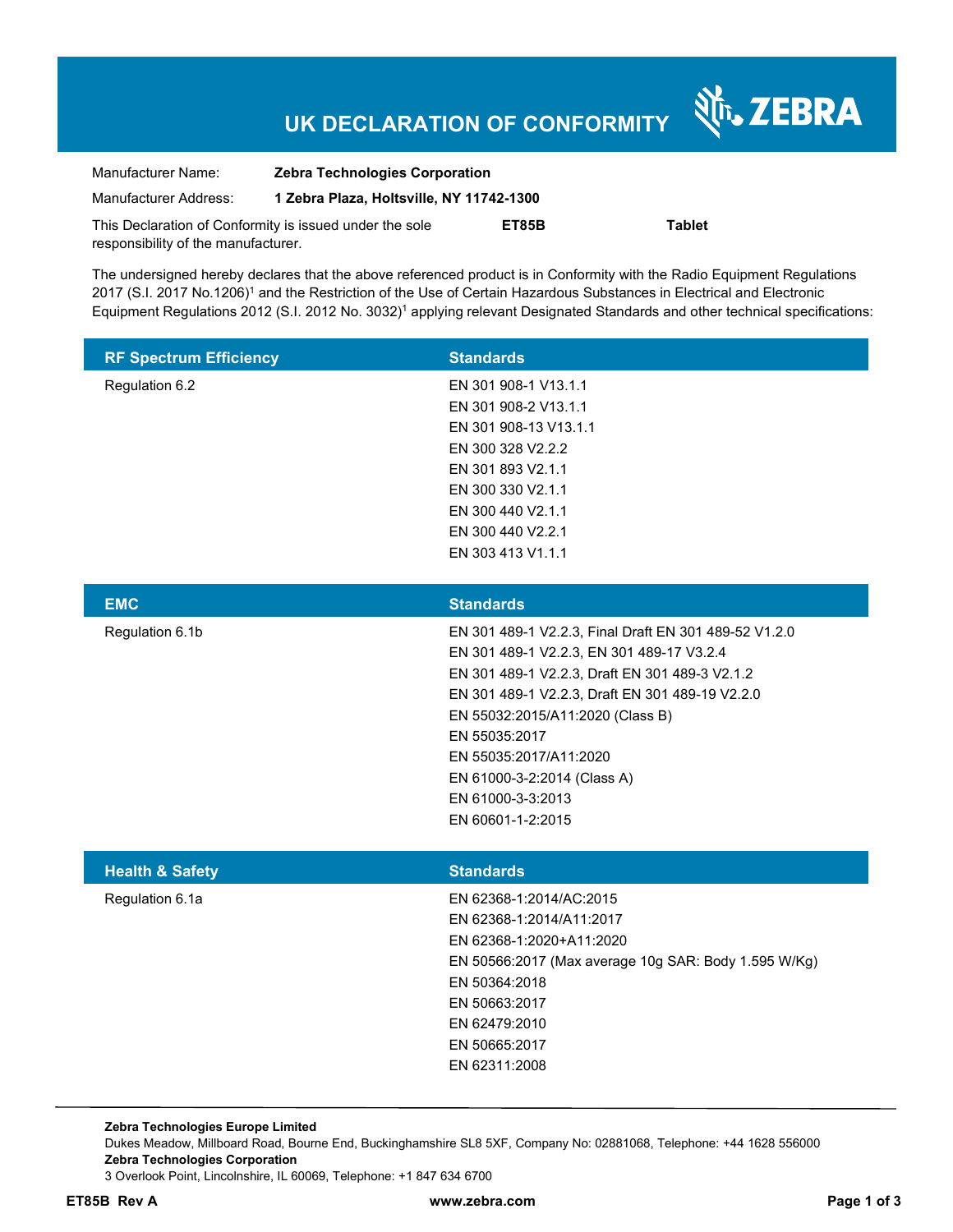# UK DECLARATION OF CONFORMITY

ZEBRA

| | |
|---|---|
| Manufacturer Name: | **Zebra Technologies Corporation** |
| Manufacturer Address: | **1 Zebra Plaza, Holtsville, NY 11742-1300** |

This Declaration of Conformity is issued under the sole responsibility of the manufacturer. **ET85B** **Tablet**

The undersigned hereby declares that the above referenced product is in Conformity with the Radio Equipment Regulations 2017 (S.I. 2017 No.1206)[1] and the Restriction of the Use of Certain Hazardous Substances in Electrical and Electronic Equipment Regulations 2012 (S.I. 2012 No. 3032)[1] applying relevant Designated Standards and other technical specifications:

| RF Spectrum Efficiency | Standards |
|---|---|
| Regulation 6.2 | EN 301 908-1 V13.1.1<br>EN 301 908-2 V13.1.1<br>EN 301 908-13 V13.1.1<br>EN 300 328 V2.2.2<br>EN 301 893 V2.1.1<br>EN 300 330 V2.1.1<br>EN 300 440 V2.1.1<br>EN 300 440 V2.2.1<br>EN 303 413 V1.1.1 |

| EMC | Standards |
|---|---|
| Regulation 6.1b | EN 301 489-1 V2.2.3, Final Draft EN 301 489-52 V1.2.0<br>EN 301 489-1 V2.2.3, EN 301 489-17 V3.2.4<br>EN 301 489-1 V2.2.3, Draft EN 301 489-3 V2.1.2<br>EN 301 489-1 V2.2.3, Draft EN 301 489-19 V2.2.0<br>EN 55032:2015/A11:2020 (Class B)<br>EN 55035:2017<br>EN 55035:2017/A11:2020<br>EN 61000-3-2:2014 (Class A)<br>EN 61000-3-3:2013<br>EN 60601-1-2:2015 |

| Health & Safety | Standards |
|---|---|
| Regulation 6.1a | EN 62368-1:2014/AC:2015<br>EN 62368-1:2014/A11:2017<br>EN 62368-1:2020+A11:2020<br>EN 50566:2017 (Max average 10g SAR: Body 1.595 W/Kg)<br>EN 50364:2018<br>EN 50663:2017<br>EN 62479:2010<br>EN 50665:2017<br>EN 62311:2008 |

**Zebra Technologies Europe Limited**
Dukes Meadow, Millboard Road, Bourne End, Buckinghamshire SL8 5XF, Company No: 02881068, Telephone: +44 1628 556000
**Zebra Technologies Corporation**
3 Overlook Point, Lincolnshire, IL 60069, Telephone: +1 847 634 6700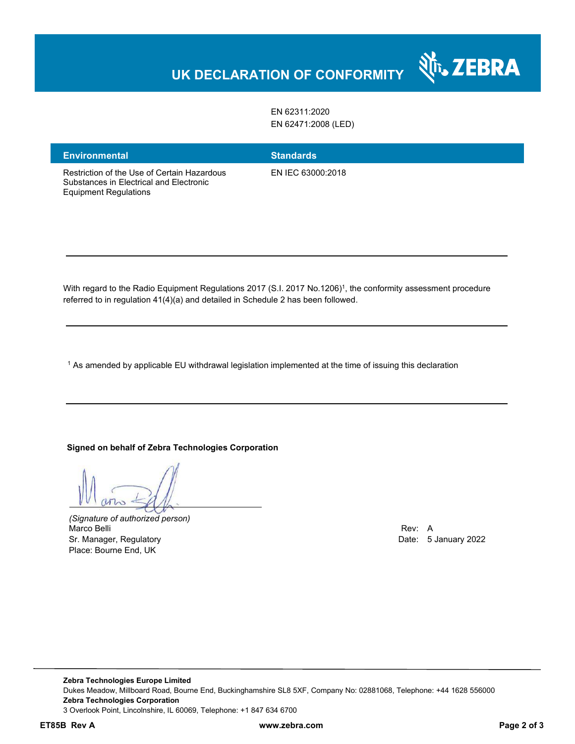# UK DECLARATION OF CONFORMITY

| | |
|---|---|
| | EN 62311:2020 |
| | EN 62471:2008 (LED) |

| Environmental | Standards |
|---|---|
| Restriction of the Use of Certain Hazardous Substances in Electrical and Electronic Equipment Regulations | EN IEC 63000:2018 |

---

With regard to the Radio Equipment Regulations 2017 (S.I. 2017 No.1206)[1], the conformity assessment procedure referred to in regulation 41(4)(a) and detailed in Schedule 2 has been followed.

---

[1] As amended by applicable EU withdrawal legislation implemented at the time of issuing this declaration

---

**Signed on behalf of Zebra Technologies Corporation**

*(Signature of authorized person)*
Marco Belli
Sr. Manager, Regulatory
Place: Bourne End, UK

Rev: A
Date: 5 January 2022

---

**Zebra Technologies Europe Limited**
Dukes Meadow, Millboard Road, Bourne End, Buckinghamshire SL8 5XF, Company No: 02881068, Telephone: +44 1628 556000
**Zebra Technologies Corporation**
3 Overlook Point, Lincolnshire, IL 60069, Telephone: +1 847 634 6700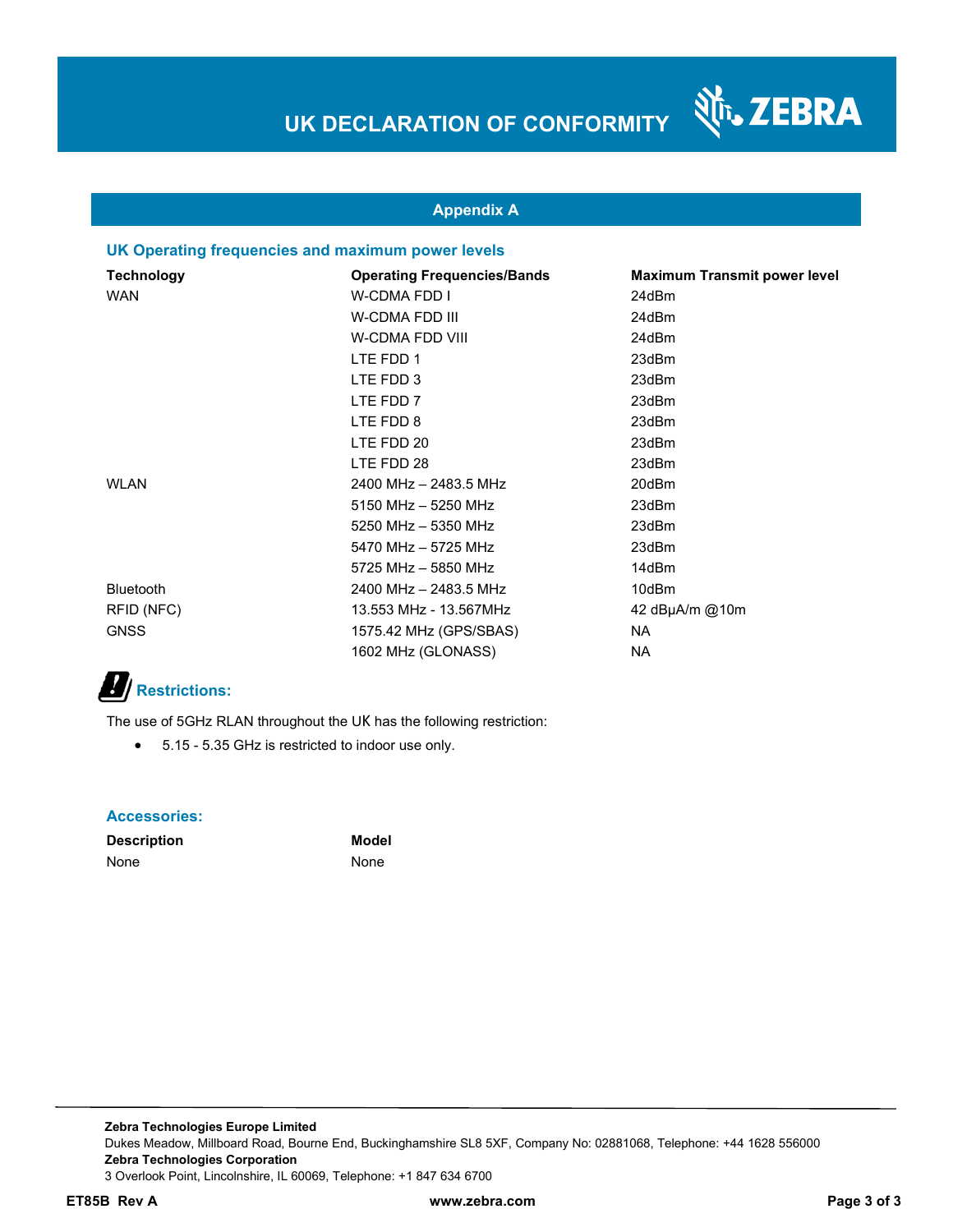# UK DECLARATION OF CONFORMITY

## Appendix A

### UK Operating frequencies and maximum power levels

| Technology | Operating Frequencies/Bands | Maximum Transmit power level |
|---|---|---|
| WAN | W-CDMA FDD I | 24dBm |
| | W-CDMA FDD III | 24dBm |
| | W-CDMA FDD VIII | 24dBm |
| | LTE FDD 1 | 23dBm |
| | LTE FDD 3 | 23dBm |
| | LTE FDD 7 | 23dBm |
| | LTE FDD 8 | 23dBm |
| | LTE FDD 20 | 23dBm |
| | LTE FDD 28 | 23dBm |
| WLAN | 2400 MHz – 2483.5 MHz | 20dBm |
| | 5150 MHz – 5250 MHz | 23dBm |
| | 5250 MHz – 5350 MHz | 23dBm |
| | 5470 MHz – 5725 MHz | 23dBm |
| | 5725 MHz – 5850 MHz | 14dBm |
| Bluetooth | 2400 MHz – 2483.5 MHz | 10dBm |
| RFID (NFC) | 13.553 MHz - 13.567MHz | 42 dBµA/m @10m |
| GNSS | 1575.42 MHz (GPS/SBAS) | NA |
| | 1602 MHz (GLONASS) | NA |

### Restrictions:

The use of 5GHz RLAN throughout the UK has the following restriction:

- 5.15 - 5.35 GHz is restricted to indoor use only.

### Accessories:

| Description | Model |
|---|---|
| None | None |

**Zebra Technologies Europe Limited**
Dukes Meadow, Millboard Road, Bourne End, Buckinghamshire SL8 5XF, Company No: 02881068, Telephone: +44 1628 556000
**Zebra Technologies Corporation**
3 Overlook Point, Lincolnshire, IL 60069, Telephone: +1 847 634 6700

**ET85B Rev A** **www.zebra.com**